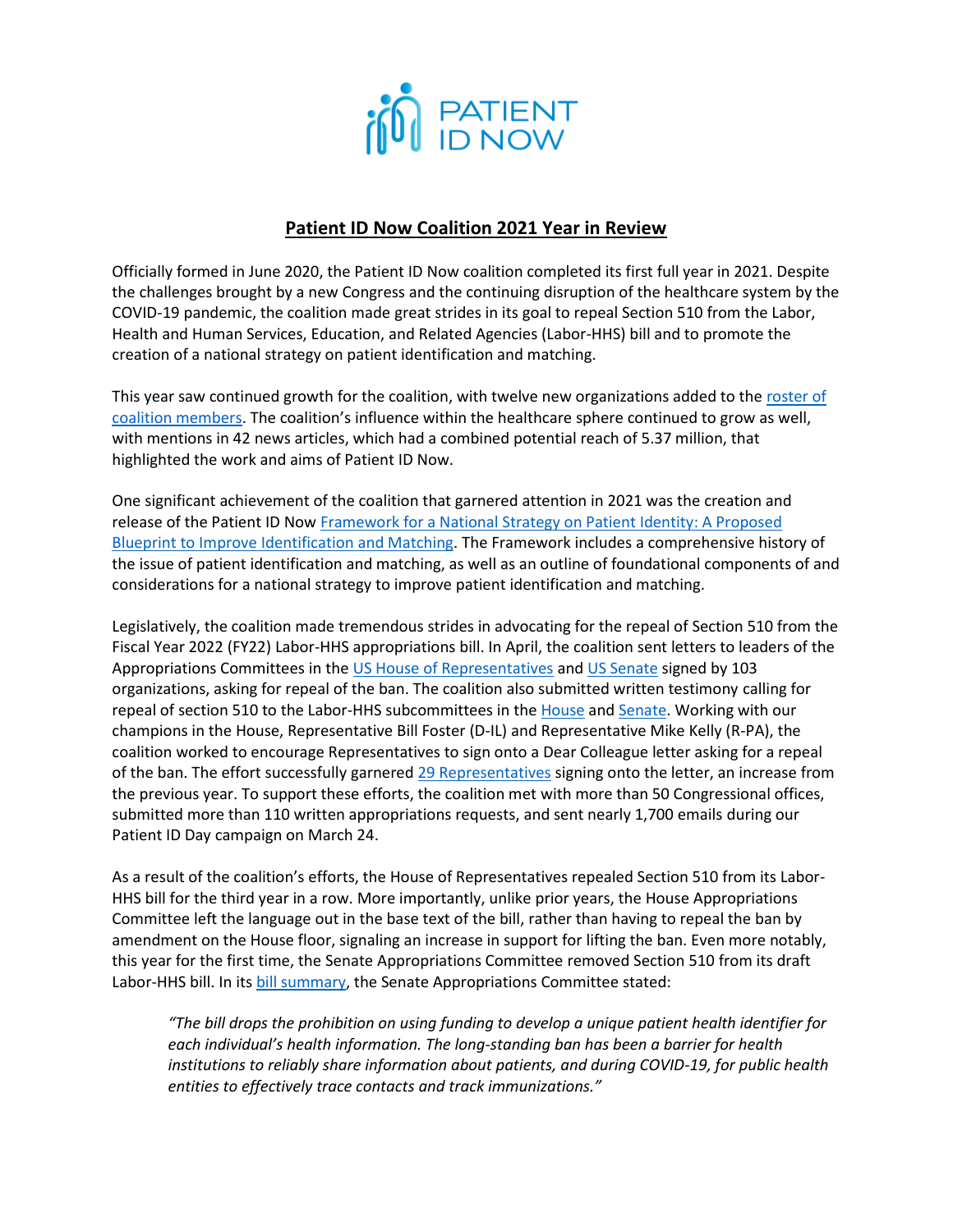# Patient ID Now Coalition 2021 Year in Review

Officially formed in June 2020, the Patient ID Now coalition completed its first full year in 2021. Despite the challenges brought by a new Congress and the continuing disruption of the healthcare system by the COVID-19 pandemic, the coalition made great strides in its goal to repeal Section 510 from the Labor, Health and Human Services, Education, and Related Agencies (Labor-HHS) bill and to promote the creation of a national strategy on patient identification and matching.

This year saw continued growth for the coalition, with twelve new organizations added to the roster of coalition members. The coalition's influence within the healthcare sphere continued to grow as well, with mentions in 42 news articles, which had a combined potential reach of 5.37 million, that highlighted the work and aims of Patient ID Now.

One significant achievement of the coalition that garnered attention in 2021 was the creation and release of the Patient ID Now Framework for a National Strategy on Patient Identity: A Proposed Blueprint to Improve Identification and Matching. The Framework includes a comprehensive history of the issue of patient identification and matching, as well as an outline of foundational components of and considerations for a national strategy to improve patient identification and matching.

Legislatively, the coalition made tremendous strides in advocating for the repeal of Section 510 from the Fiscal Year 2022 (FY22) Labor-HHS appropriations bill. In April, the coalition sent letters to leaders of the Appropriations Committees in the US House of Representatives and US Senate signed by 103 organizations, asking for repeal of the ban. The coalition also submitted written testimony calling for repeal of section 510 to the Labor-HHS subcommittees in the House and Senate. Working with our champions in the House, Representative Bill Foster (D-IL) and Representative Mike Kelly (R-PA), the coalition worked to encourage Representatives to sign onto a Dear Colleague letter asking for a repeal of the ban. The effort successfully garnered 29 Representatives signing onto the letter, an increase from the previous year. To support these efforts, the coalition met with more than 50 Congressional offices, submitted more than 110 written appropriations requests, and sent nearly 1,700 emails during our Patient ID Day campaign on March 24.

As a result of the coalition's efforts, the House of Representatives repealed Section 510 from its Labor-HHS bill for the third year in a row. More importantly, unlike prior years, the House Appropriations Committee left the language out in the base text of the bill, rather than having to repeal the ban by amendment on the House floor, signaling an increase in support for lifting the ban. Even more notably, this year for the first time, the Senate Appropriations Committee removed Section 510 from its draft Labor-HHS bill. In its bill summary, the Senate Appropriations Committee stated:

> *"The bill drops the prohibition on using funding to develop a unique patient health identifier for each individual's health information. The long-standing ban has been a barrier for health institutions to reliably share information about patients, and during COVID-19, for public health entities to effectively trace contacts and track immunizations."*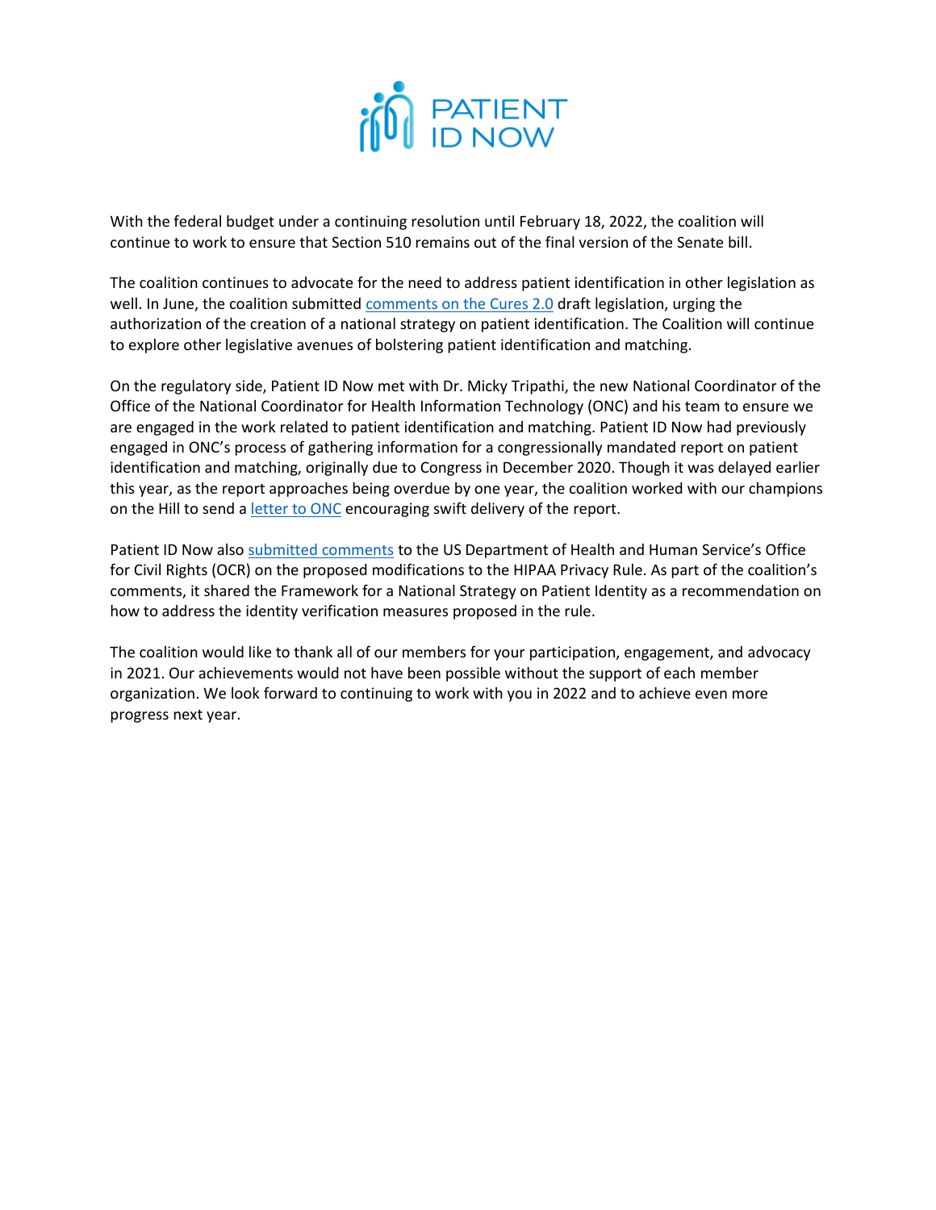With the federal budget under a continuing resolution until February 18, 2022, the coalition will continue to work to ensure that Section 510 remains out of the final version of the Senate bill.

The coalition continues to advocate for the need to address patient identification in other legislation as well. In June, the coalition submitted comments on the Cures 2.0 draft legislation, urging the authorization of the creation of a national strategy on patient identification. The Coalition will continue to explore other legislative avenues of bolstering patient identification and matching.

On the regulatory side, Patient ID Now met with Dr. Micky Tripathi, the new National Coordinator of the Office of the National Coordinator for Health Information Technology (ONC) and his team to ensure we are engaged in the work related to patient identification and matching. Patient ID Now had previously engaged in ONC's process of gathering information for a congressionally mandated report on patient identification and matching, originally due to Congress in December 2020. Though it was delayed earlier this year, as the report approaches being overdue by one year, the coalition worked with our champions on the Hill to send a letter to ONC encouraging swift delivery of the report.

Patient ID Now also submitted comments to the US Department of Health and Human Service's Office for Civil Rights (OCR) on the proposed modifications to the HIPAA Privacy Rule. As part of the coalition's comments, it shared the Framework for a National Strategy on Patient Identity as a recommendation on how to address the identity verification measures proposed in the rule.

The coalition would like to thank all of our members for your participation, engagement, and advocacy in 2021. Our achievements would not have been possible without the support of each member organization. We look forward to continuing to work with you in 2022 and to achieve even more progress next year.